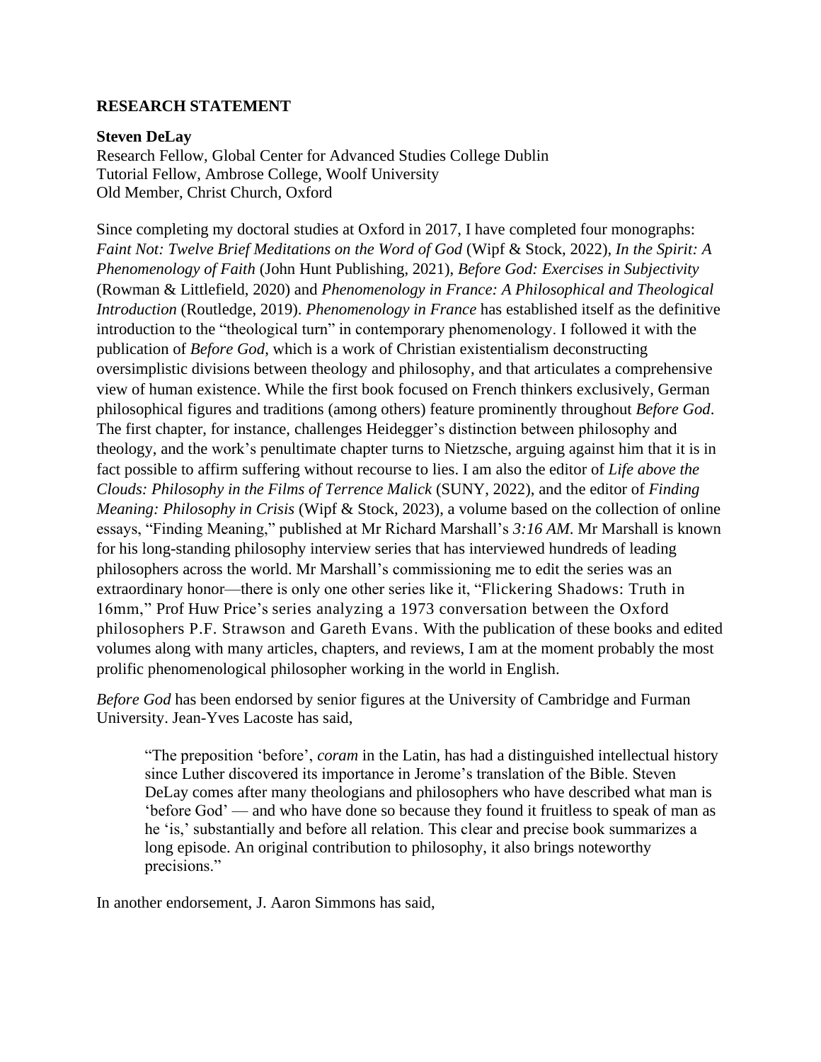**RESEARCH STATEMENT**

**Steven DeLay**
Research Fellow, Global Center for Advanced Studies College Dublin
Tutorial Fellow, Ambrose College, Woolf University
Old Member, Christ Church, Oxford

Since completing my doctoral studies at Oxford in 2017, I have completed four monographs: *Faint Not: Twelve Brief Meditations on the Word of God* (Wipf & Stock, 2022), *In the Spirit: A Phenomenology of Faith* (John Hunt Publishing, 2021), *Before God: Exercises in Subjectivity* (Rowman & Littlefield, 2020) and *Phenomenology in France: A Philosophical and Theological Introduction* (Routledge, 2019). *Phenomenology in France* has established itself as the definitive introduction to the "theological turn" in contemporary phenomenology. I followed it with the publication of *Before God*, which is a work of Christian existentialism deconstructing oversimplistic divisions between theology and philosophy, and that articulates a comprehensive view of human existence. While the first book focused on French thinkers exclusively, German philosophical figures and traditions (among others) feature prominently throughout *Before God*. The first chapter, for instance, challenges Heidegger's distinction between philosophy and theology, and the work's penultimate chapter turns to Nietzsche, arguing against him that it is in fact possible to affirm suffering without recourse to lies. I am also the editor of *Life above the Clouds: Philosophy in the Films of Terrence Malick* (SUNY, 2022), and the editor of *Finding Meaning: Philosophy in Crisis* (Wipf & Stock, 2023), a volume based on the collection of online essays, "Finding Meaning," published at Mr Richard Marshall's *3:16 AM*. Mr Marshall is known for his long-standing philosophy interview series that has interviewed hundreds of leading philosophers across the world. Mr Marshall's commissioning me to edit the series was an extraordinary honor—there is only one other series like it, "Flickering Shadows: Truth in 16mm," Prof Huw Price's series analyzing a 1973 conversation between the Oxford philosophers P.F. Strawson and Gareth Evans. With the publication of these books and edited volumes along with many articles, chapters, and reviews, I am at the moment probably the most prolific phenomenological philosopher working in the world in English.

*Before God* has been endorsed by senior figures at the University of Cambridge and Furman University. Jean-Yves Lacoste has said,

> "The preposition 'before', *coram* in the Latin, has had a distinguished intellectual history since Luther discovered its importance in Jerome's translation of the Bible. Steven DeLay comes after many theologians and philosophers who have described what man is 'before God' — and who have done so because they found it fruitless to speak of man as he 'is,' substantially and before all relation. This clear and precise book summarizes a long episode. An original contribution to philosophy, it also brings noteworthy precisions."

In another endorsement, J. Aaron Simmons has said,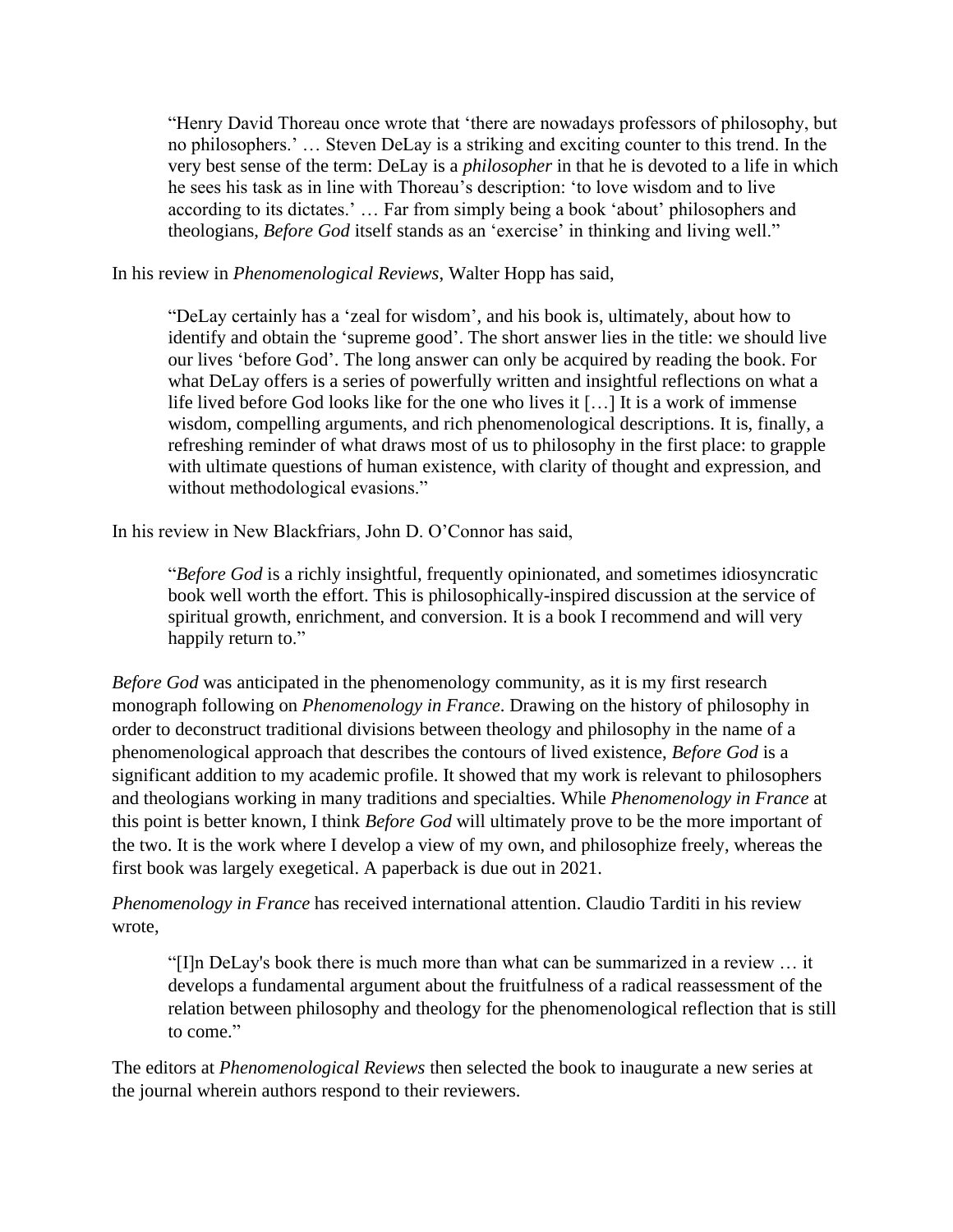> "Henry David Thoreau once wrote that 'there are nowadays professors of philosophy, but no philosophers.' … Steven DeLay is a striking and exciting counter to this trend. In the very best sense of the term: DeLay is a *philosopher* in that he is devoted to a life in which he sees his task as in line with Thoreau's description: 'to love wisdom and to live according to its dictates.' … Far from simply being a book 'about' philosophers and theologians, *Before God* itself stands as an 'exercise' in thinking and living well."

In his review in *Phenomenological Reviews*, Walter Hopp has said,

> "DeLay certainly has a 'zeal for wisdom', and his book is, ultimately, about how to identify and obtain the 'supreme good'. The short answer lies in the title: we should live our lives 'before God'. The long answer can only be acquired by reading the book. For what DeLay offers is a series of powerfully written and insightful reflections on what a life lived before God looks like for the one who lives it […] It is a work of immense wisdom, compelling arguments, and rich phenomenological descriptions. It is, finally, a refreshing reminder of what draws most of us to philosophy in the first place: to grapple with ultimate questions of human existence, with clarity of thought and expression, and without methodological evasions."

In his review in New Blackfriars, John D. O'Connor has said,

> "*Before God* is a richly insightful, frequently opinionated, and sometimes idiosyncratic book well worth the effort. This is philosophically-inspired discussion at the service of spiritual growth, enrichment, and conversion. It is a book I recommend and will very happily return to."

*Before God* was anticipated in the phenomenology community, as it is my first research monograph following on *Phenomenology in France*. Drawing on the history of philosophy in order to deconstruct traditional divisions between theology and philosophy in the name of a phenomenological approach that describes the contours of lived existence, *Before God* is a significant addition to my academic profile. It showed that my work is relevant to philosophers and theologians working in many traditions and specialties. While *Phenomenology in France* at this point is better known, I think *Before God* will ultimately prove to be the more important of the two. It is the work where I develop a view of my own, and philosophize freely, whereas the first book was largely exegetical. A paperback is due out in 2021.

*Phenomenology in France* has received international attention. Claudio Tarditi in his review wrote,

> "[I]n DeLay's book there is much more than what can be summarized in a review … it develops a fundamental argument about the fruitfulness of a radical reassessment of the relation between philosophy and theology for the phenomenological reflection that is still to come."

The editors at *Phenomenological Reviews* then selected the book to inaugurate a new series at the journal wherein authors respond to their reviewers.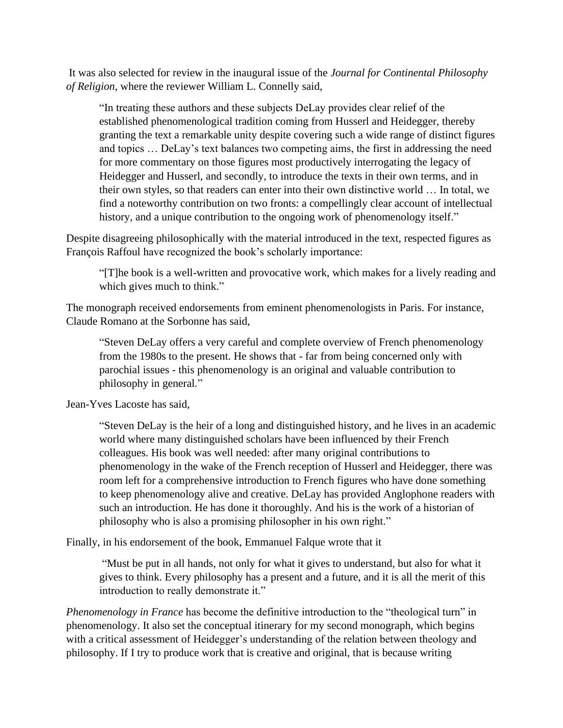It was also selected for review in the inaugural issue of the *Journal for Continental Philosophy of Religion*, where the reviewer William L. Connelly said,

> "In treating these authors and these subjects DeLay provides clear relief of the established phenomenological tradition coming from Husserl and Heidegger, thereby granting the text a remarkable unity despite covering such a wide range of distinct figures and topics … DeLay's text balances two competing aims, the first in addressing the need for more commentary on those figures most productively interrogating the legacy of Heidegger and Husserl, and secondly, to introduce the texts in their own terms, and in their own styles, so that readers can enter into their own distinctive world … In total, we find a noteworthy contribution on two fronts: a compellingly clear account of intellectual history, and a unique contribution to the ongoing work of phenomenology itself."

Despite disagreeing philosophically with the material introduced in the text, respected figures as François Raffoul have recognized the book's scholarly importance:

> "[T]he book is a well-written and provocative work, which makes for a lively reading and which gives much to think."

The monograph received endorsements from eminent phenomenologists in Paris. For instance, Claude Romano at the Sorbonne has said,

> "Steven DeLay offers a very careful and complete overview of French phenomenology from the 1980s to the present. He shows that - far from being concerned only with parochial issues - this phenomenology is an original and valuable contribution to philosophy in general."

Jean-Yves Lacoste has said,

> "Steven DeLay is the heir of a long and distinguished history, and he lives in an academic world where many distinguished scholars have been influenced by their French colleagues. His book was well needed: after many original contributions to phenomenology in the wake of the French reception of Husserl and Heidegger, there was room left for a comprehensive introduction to French figures who have done something to keep phenomenology alive and creative. DeLay has provided Anglophone readers with such an introduction. He has done it thoroughly. And his is the work of a historian of philosophy who is also a promising philosopher in his own right."

Finally, in his endorsement of the book, Emmanuel Falque wrote that it

> "Must be put in all hands, not only for what it gives to understand, but also for what it gives to think. Every philosophy has a present and a future, and it is all the merit of this introduction to really demonstrate it."

*Phenomenology in France* has become the definitive introduction to the "theological turn" in phenomenology. It also set the conceptual itinerary for my second monograph, which begins with a critical assessment of Heidegger's understanding of the relation between theology and philosophy. If I try to produce work that is creative and original, that is because writing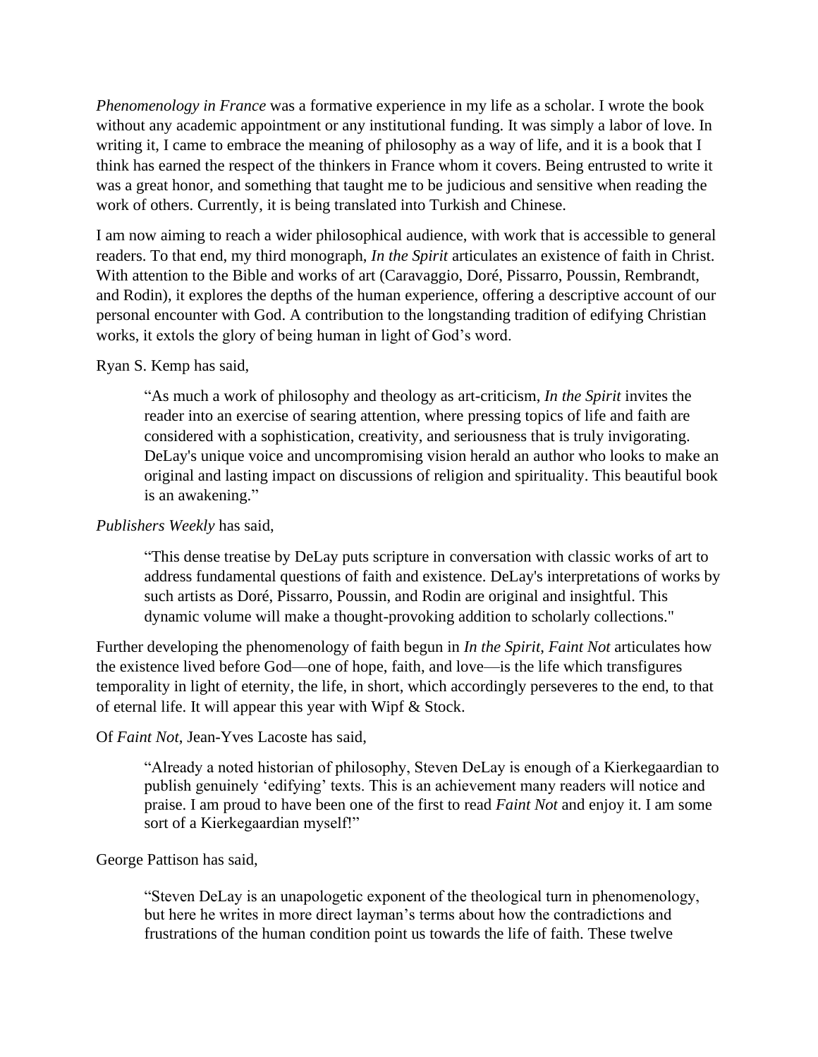*Phenomenology in France* was a formative experience in my life as a scholar. I wrote the book without any academic appointment or any institutional funding. It was simply a labor of love. In writing it, I came to embrace the meaning of philosophy as a way of life, and it is a book that I think has earned the respect of the thinkers in France whom it covers. Being entrusted to write it was a great honor, and something that taught me to be judicious and sensitive when reading the work of others. Currently, it is being translated into Turkish and Chinese.

I am now aiming to reach a wider philosophical audience, with work that is accessible to general readers. To that end, my third monograph, *In the Spirit* articulates an existence of faith in Christ. With attention to the Bible and works of art (Caravaggio, Doré, Pissarro, Poussin, Rembrandt, and Rodin), it explores the depths of the human experience, offering a descriptive account of our personal encounter with God. A contribution to the longstanding tradition of edifying Christian works, it extols the glory of being human in light of God's word.

Ryan S. Kemp has said,

> "As much a work of philosophy and theology as art-criticism, *In the Spirit* invites the reader into an exercise of searing attention, where pressing topics of life and faith are considered with a sophistication, creativity, and seriousness that is truly invigorating. DeLay's unique voice and uncompromising vision herald an author who looks to make an original and lasting impact on discussions of religion and spirituality. This beautiful book is an awakening."

*Publishers Weekly* has said,

> "This dense treatise by DeLay puts scripture in conversation with classic works of art to address fundamental questions of faith and existence. DeLay's interpretations of works by such artists as Doré, Pissarro, Poussin, and Rodin are original and insightful. This dynamic volume will make a thought-provoking addition to scholarly collections."

Further developing the phenomenology of faith begun in *In the Spirit*, *Faint Not* articulates how the existence lived before God—one of hope, faith, and love—is the life which transfigures temporality in light of eternity, the life, in short, which accordingly perseveres to the end, to that of eternal life. It will appear this year with Wipf & Stock.

Of *Faint Not*, Jean-Yves Lacoste has said,

> "Already a noted historian of philosophy, Steven DeLay is enough of a Kierkegaardian to publish genuinely 'edifying' texts. This is an achievement many readers will notice and praise. I am proud to have been one of the first to read *Faint Not* and enjoy it. I am some sort of a Kierkegaardian myself!"

George Pattison has said,

> "Steven DeLay is an unapologetic exponent of the theological turn in phenomenology, but here he writes in more direct layman's terms about how the contradictions and frustrations of the human condition point us towards the life of faith. These twelve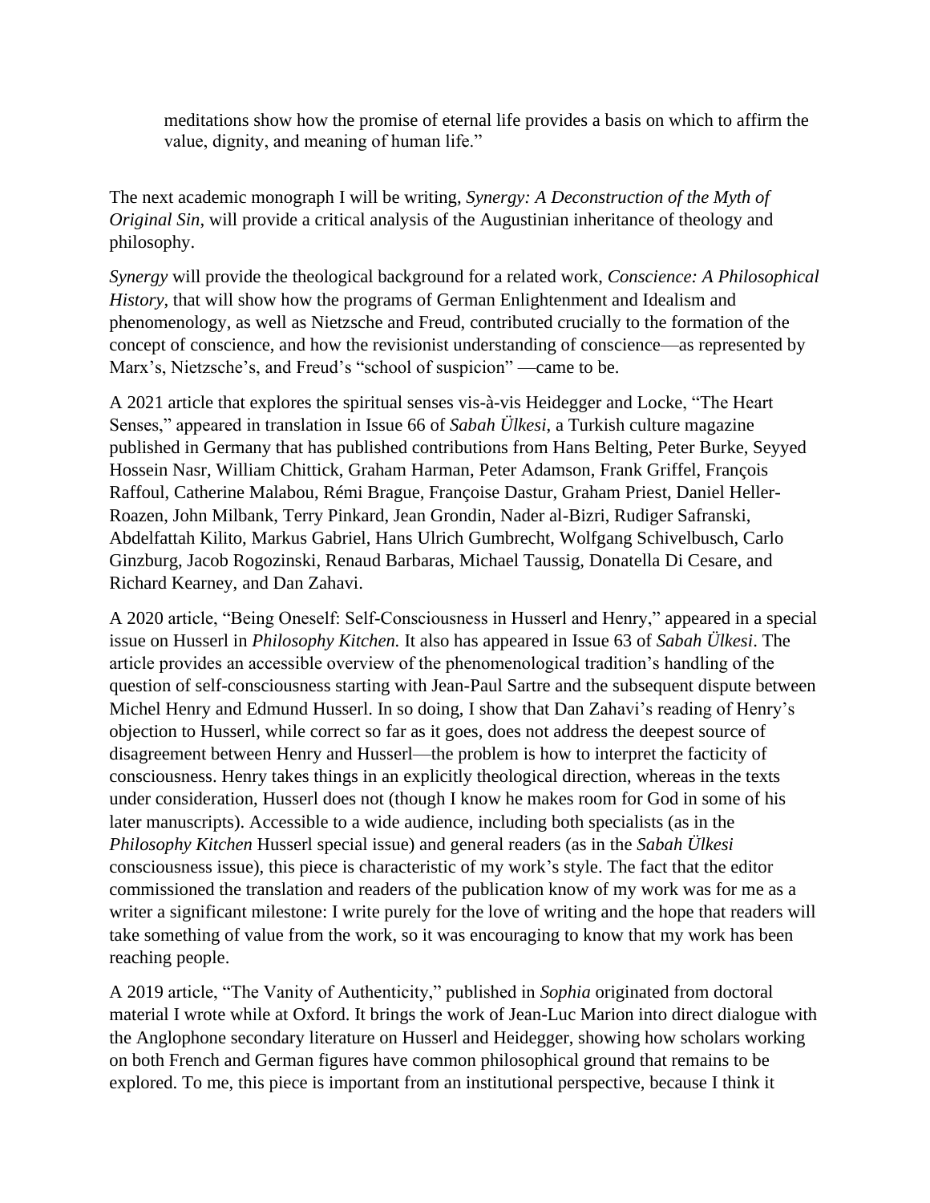> meditations show how the promise of eternal life provides a basis on which to affirm the value, dignity, and meaning of human life."

The next academic monograph I will be writing, *Synergy: A Deconstruction of the Myth of Original Sin*, will provide a critical analysis of the Augustinian inheritance of theology and philosophy.

*Synergy* will provide the theological background for a related work, *Conscience: A Philosophical History*, that will show how the programs of German Enlightenment and Idealism and phenomenology, as well as Nietzsche and Freud, contributed crucially to the formation of the concept of conscience, and how the revisionist understanding of conscience—as represented by Marx's, Nietzsche's, and Freud's "school of suspicion" —came to be.

A 2021 article that explores the spiritual senses vis-à-vis Heidegger and Locke, "The Heart Senses," appeared in translation in Issue 66 of *Sabah Ülkesi*, a Turkish culture magazine published in Germany that has published contributions from Hans Belting, Peter Burke, Seyyed Hossein Nasr, William Chittick, Graham Harman, Peter Adamson, Frank Griffel, François Raffoul, Catherine Malabou, Rémi Brague, Françoise Dastur, Graham Priest, Daniel Heller-Roazen, John Milbank, Terry Pinkard, Jean Grondin, Nader al-Bizri, Rudiger Safranski, Abdelfattah Kilito, Markus Gabriel, Hans Ulrich Gumbrecht, Wolfgang Schivelbusch, Carlo Ginzburg, Jacob Rogozinski, Renaud Barbaras, Michael Taussig, Donatella Di Cesare, and Richard Kearney, and Dan Zahavi.

A 2020 article, "Being Oneself: Self-Consciousness in Husserl and Henry," appeared in a special issue on Husserl in *Philosophy Kitchen.* It also has appeared in Issue 63 of *Sabah Ülkesi*. The article provides an accessible overview of the phenomenological tradition's handling of the question of self-consciousness starting with Jean-Paul Sartre and the subsequent dispute between Michel Henry and Edmund Husserl. In so doing, I show that Dan Zahavi's reading of Henry's objection to Husserl, while correct so far as it goes, does not address the deepest source of disagreement between Henry and Husserl—the problem is how to interpret the facticity of consciousness. Henry takes things in an explicitly theological direction, whereas in the texts under consideration, Husserl does not (though I know he makes room for God in some of his later manuscripts). Accessible to a wide audience, including both specialists (as in the *Philosophy Kitchen* Husserl special issue) and general readers (as in the *Sabah Ülkesi* consciousness issue), this piece is characteristic of my work's style. The fact that the editor commissioned the translation and readers of the publication know of my work was for me as a writer a significant milestone: I write purely for the love of writing and the hope that readers will take something of value from the work, so it was encouraging to know that my work has been reaching people.

A 2019 article, "The Vanity of Authenticity," published in *Sophia* originated from doctoral material I wrote while at Oxford. It brings the work of Jean-Luc Marion into direct dialogue with the Anglophone secondary literature on Husserl and Heidegger, showing how scholars working on both French and German figures have common philosophical ground that remains to be explored. To me, this piece is important from an institutional perspective, because I think it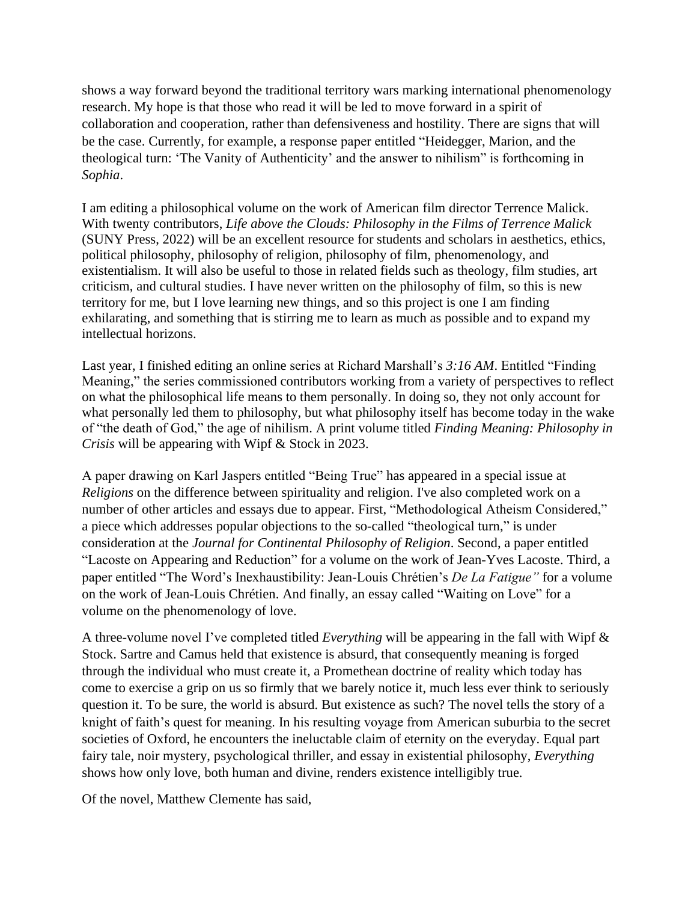shows a way forward beyond the traditional territory wars marking international phenomenology research. My hope is that those who read it will be led to move forward in a spirit of collaboration and cooperation, rather than defensiveness and hostility. There are signs that will be the case. Currently, for example, a response paper entitled "Heidegger, Marion, and the theological turn: 'The Vanity of Authenticity' and the answer to nihilism" is forthcoming in *Sophia*.

I am editing a philosophical volume on the work of American film director Terrence Malick. With twenty contributors, *Life above the Clouds: Philosophy in the Films of Terrence Malick* (SUNY Press, 2022) will be an excellent resource for students and scholars in aesthetics, ethics, political philosophy, philosophy of religion, philosophy of film, phenomenology, and existentialism. It will also be useful to those in related fields such as theology, film studies, art criticism, and cultural studies. I have never written on the philosophy of film, so this is new territory for me, but I love learning new things, and so this project is one I am finding exhilarating, and something that is stirring me to learn as much as possible and to expand my intellectual horizons.

Last year, I finished editing an online series at Richard Marshall's *3:16 AM*. Entitled "Finding Meaning," the series commissioned contributors working from a variety of perspectives to reflect on what the philosophical life means to them personally. In doing so, they not only account for what personally led them to philosophy, but what philosophy itself has become today in the wake of "the death of God," the age of nihilism. A print volume titled *Finding Meaning: Philosophy in Crisis* will be appearing with Wipf & Stock in 2023.

A paper drawing on Karl Jaspers entitled "Being True" has appeared in a special issue at *Religions* on the difference between spirituality and religion. I've also completed work on a number of other articles and essays due to appear. First, "Methodological Atheism Considered," a piece which addresses popular objections to the so-called "theological turn," is under consideration at the *Journal for Continental Philosophy of Religion*. Second, a paper entitled "Lacoste on Appearing and Reduction" for a volume on the work of Jean-Yves Lacoste. Third, a paper entitled "The Word's Inexhaustibility: Jean-Louis Chrétien's *De La Fatigue"* for a volume on the work of Jean-Louis Chrétien. And finally, an essay called "Waiting on Love" for a volume on the phenomenology of love.

A three-volume novel I've completed titled *Everything* will be appearing in the fall with Wipf & Stock. Sartre and Camus held that existence is absurd, that consequently meaning is forged through the individual who must create it, a Promethean doctrine of reality which today has come to exercise a grip on us so firmly that we barely notice it, much less ever think to seriously question it. To be sure, the world is absurd. But existence as such? The novel tells the story of a knight of faith's quest for meaning. In his resulting voyage from American suburbia to the secret societies of Oxford, he encounters the ineluctable claim of eternity on the everyday. Equal part fairy tale, noir mystery, psychological thriller, and essay in existential philosophy, *Everything* shows how only love, both human and divine, renders existence intelligibly true.

Of the novel, Matthew Clemente has said,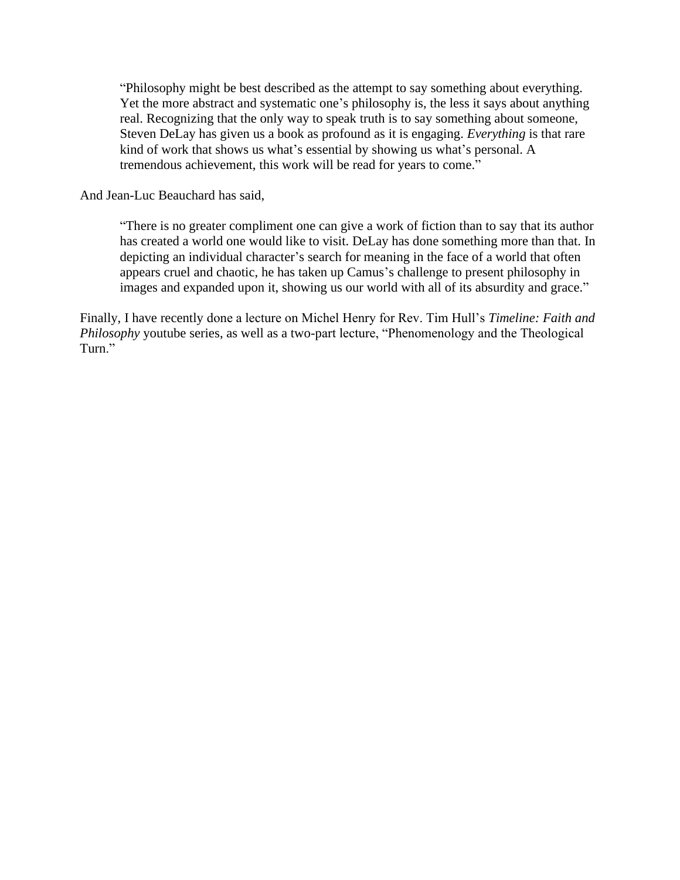> "Philosophy might be best described as the attempt to say something about everything. Yet the more abstract and systematic one's philosophy is, the less it says about anything real. Recognizing that the only way to speak truth is to say something about someone, Steven DeLay has given us a book as profound as it is engaging. *Everything* is that rare kind of work that shows us what's essential by showing us what's personal. A tremendous achievement, this work will be read for years to come."

And Jean-Luc Beauchard has said,

> "There is no greater compliment one can give a work of fiction than to say that its author has created a world one would like to visit. DeLay has done something more than that. In depicting an individual character's search for meaning in the face of a world that often appears cruel and chaotic, he has taken up Camus's challenge to present philosophy in images and expanded upon it, showing us our world with all of its absurdity and grace."

Finally, I have recently done a lecture on Michel Henry for Rev. Tim Hull's *Timeline: Faith and Philosophy* youtube series, as well as a two-part lecture, "Phenomenology and the Theological Turn."